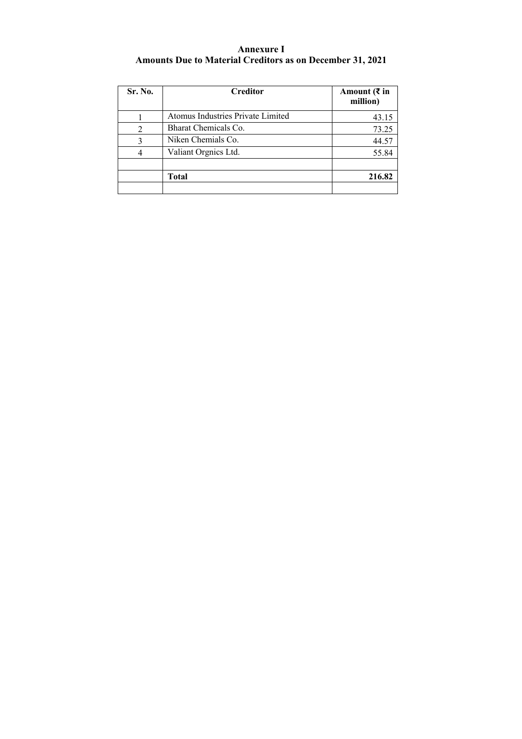# Annexure I
## Amounts Due to Material Creditors as on December 31, 2021

| Sr. No. | Creditor | Amount (₹ in million) |
|---|---|---|
| 1 | Atomus Industries Private Limited | 43.15 |
| 2 | Bharat Chemicals Co. | 73.25 |
| 3 | Niken Chemials Co. | 44.57 |
| 4 | Valiant Orgnics Ltd. | 55.84 |
| | | |
| | **Total** | **216.82** |
| | | |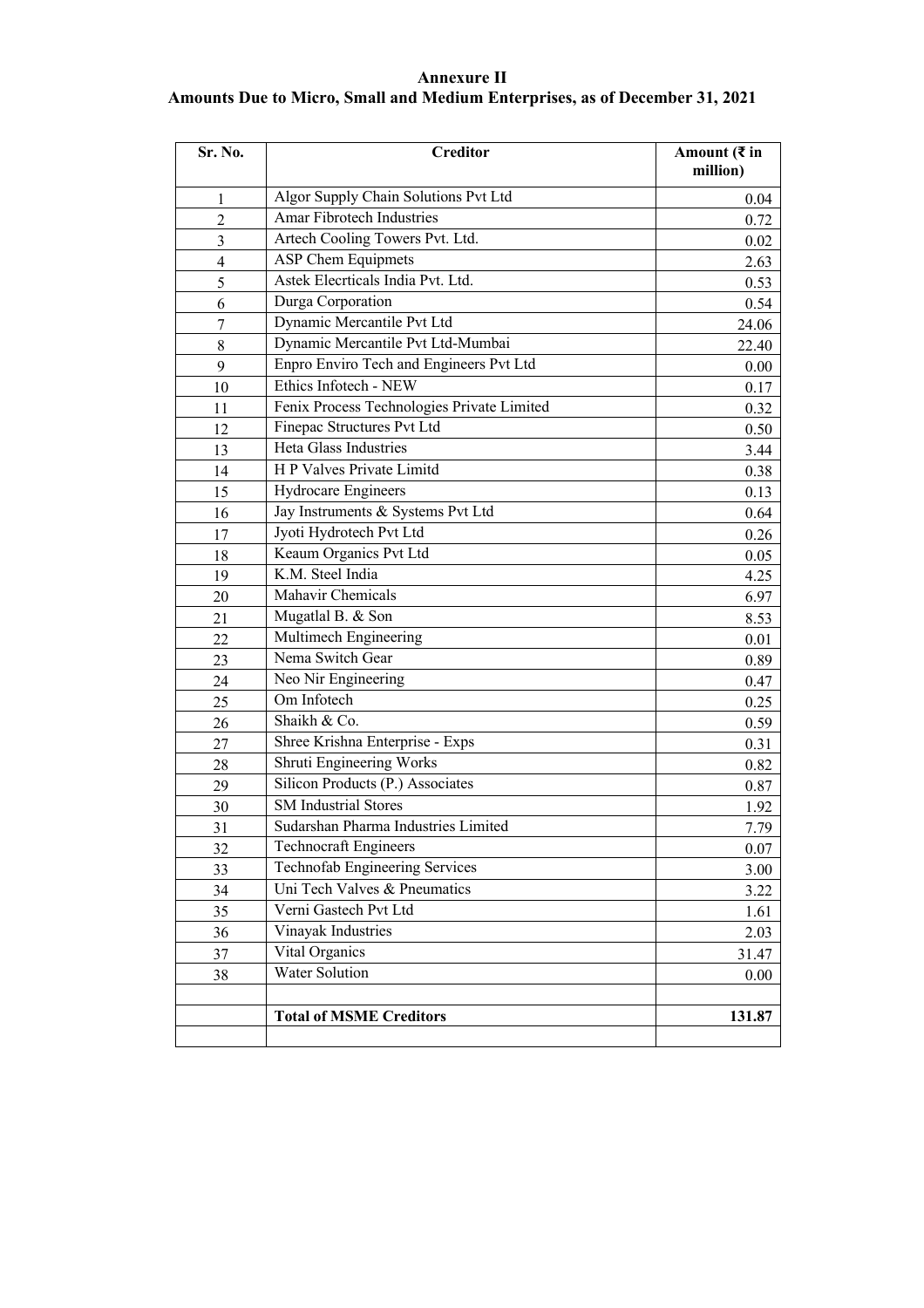**Annexure II**

**Amounts Due to Micro, Small and Medium Enterprises, as of December 31, 2021**

| Sr. No. | Creditor | Amount (₹ in million) |
|---|---|---|
| 1 | Algor Supply Chain Solutions Pvt Ltd | 0.04 |
| 2 | Amar Fibrotech Industries | 0.72 |
| 3 | Artech Cooling Towers Pvt. Ltd. | 0.02 |
| 4 | ASP Chem Equipmets | 2.63 |
| 5 | Astek Elecrticals India Pvt. Ltd. | 0.53 |
| 6 | Durga Corporation | 0.54 |
| 7 | Dynamic Mercantile Pvt Ltd | 24.06 |
| 8 | Dynamic Mercantile Pvt Ltd-Mumbai | 22.40 |
| 9 | Enpro Enviro Tech and Engineers Pvt Ltd | 0.00 |
| 10 | Ethics Infotech - NEW | 0.17 |
| 11 | Fenix Process Technologies Private Limited | 0.32 |
| 12 | Finepac Structures Pvt Ltd | 0.50 |
| 13 | Heta Glass Industries | 3.44 |
| 14 | H P Valves Private Limitd | 0.38 |
| 15 | Hydrocare Engineers | 0.13 |
| 16 | Jay Instruments & Systems Pvt Ltd | 0.64 |
| 17 | Jyoti Hydrotech Pvt Ltd | 0.26 |
| 18 | Keaum Organics Pvt Ltd | 0.05 |
| 19 | K.M. Steel India | 4.25 |
| 20 | Mahavir Chemicals | 6.97 |
| 21 | Mugatlal B. & Son | 8.53 |
| 22 | Multimech Engineering | 0.01 |
| 23 | Nema Switch Gear | 0.89 |
| 24 | Neo Nir Engineering | 0.47 |
| 25 | Om Infotech | 0.25 |
| 26 | Shaikh & Co. | 0.59 |
| 27 | Shree Krishna Enterprise - Exps | 0.31 |
| 28 | Shruti Engineering Works | 0.82 |
| 29 | Silicon Products (P.) Associates | 0.87 |
| 30 | SM Industrial Stores | 1.92 |
| 31 | Sudarshan Pharma Industries Limited | 7.79 |
| 32 | Technocraft Engineers | 0.07 |
| 33 | Technofab Engineering Services | 3.00 |
| 34 | Uni Tech Valves & Pneumatics | 3.22 |
| 35 | Verni Gastech Pvt Ltd | 1.61 |
| 36 | Vinayak Industries | 2.03 |
| 37 | Vital Organics | 31.47 |
| 38 | Water Solution | 0.00 |
| | | |
| | **Total of MSME Creditors** | **131.87** |
| | | |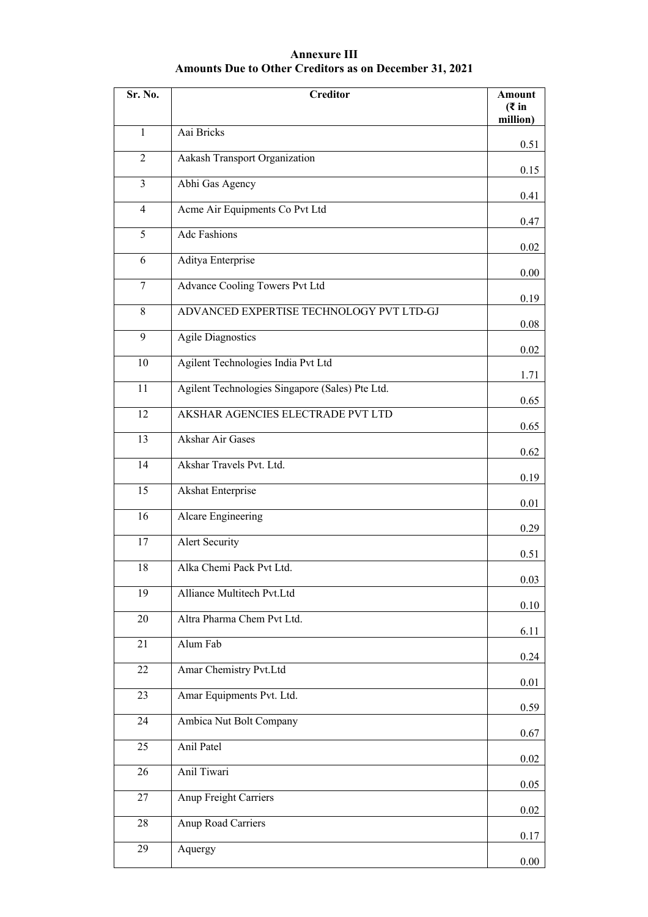**Annexure III**
**Amounts Due to Other Creditors as on December 31, 2021**

| Sr. No. | Creditor | Amount (₹ in million) |
|---|---|---|
| 1 | Aai Bricks | 0.51 |
| 2 | Aakash Transport Organization | 0.15 |
| 3 | Abhi Gas Agency | 0.41 |
| 4 | Acme Air Equipments Co Pvt Ltd | 0.47 |
| 5 | Adc Fashions | 0.02 |
| 6 | Aditya Enterprise | 0.00 |
| 7 | Advance Cooling Towers Pvt Ltd | 0.19 |
| 8 | ADVANCED EXPERTISE TECHNOLOGY PVT LTD-GJ | 0.08 |
| 9 | Agile Diagnostics | 0.02 |
| 10 | Agilent Technologies India Pvt Ltd | 1.71 |
| 11 | Agilent Technologies Singapore (Sales) Pte Ltd. | 0.65 |
| 12 | AKSHAR AGENCIES ELECTRADE PVT LTD | 0.65 |
| 13 | Akshar Air Gases | 0.62 |
| 14 | Akshar Travels Pvt. Ltd. | 0.19 |
| 15 | Akshat Enterprise | 0.01 |
| 16 | Alcare Engineering | 0.29 |
| 17 | Alert Security | 0.51 |
| 18 | Alka Chemi Pack Pvt Ltd. | 0.03 |
| 19 | Alliance Multitech Pvt.Ltd | 0.10 |
| 20 | Altra Pharma Chem Pvt Ltd. | 6.11 |
| 21 | Alum Fab | 0.24 |
| 22 | Amar Chemistry Pvt.Ltd | 0.01 |
| 23 | Amar Equipments Pvt. Ltd. | 0.59 |
| 24 | Ambica Nut Bolt Company | 0.67 |
| 25 | Anil Patel | 0.02 |
| 26 | Anil Tiwari | 0.05 |
| 27 | Anup Freight Carriers | 0.02 |
| 28 | Anup Road Carriers | 0.17 |
| 29 | Aquergy | 0.00 |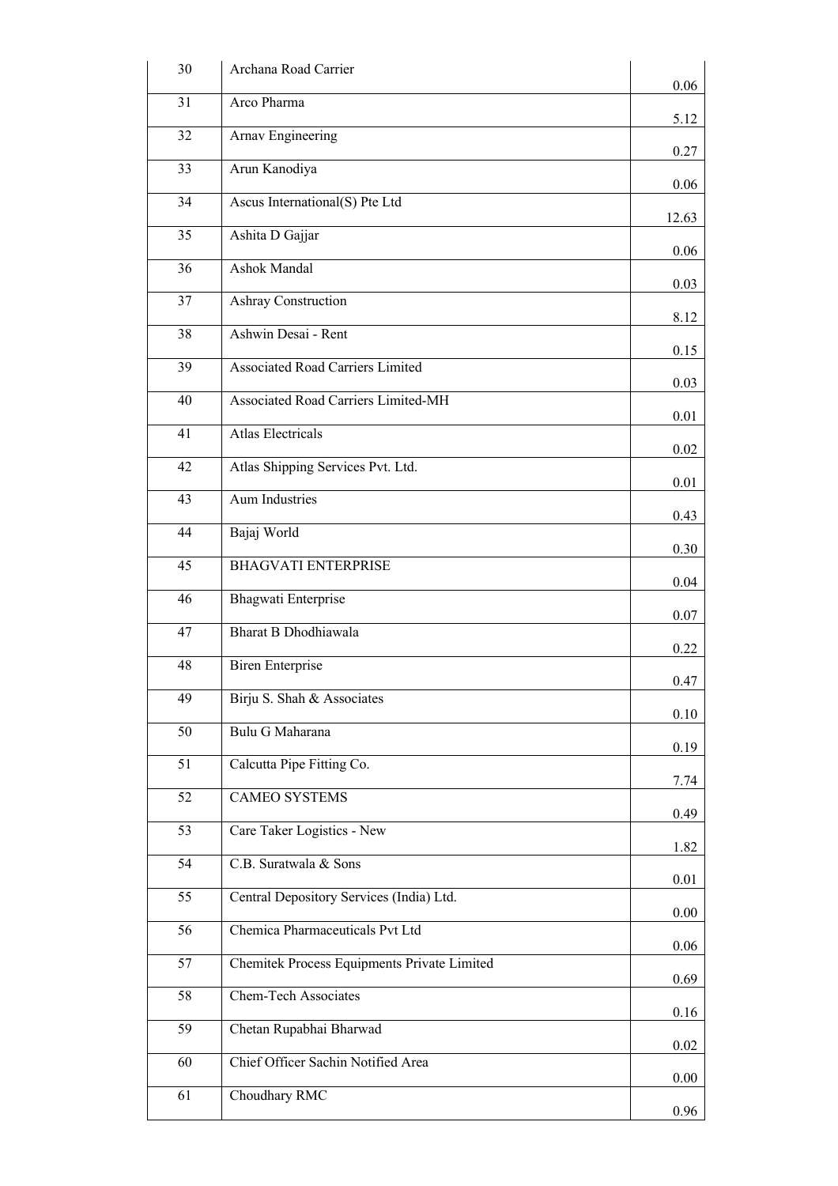| 30 | Archana Road Carrier | 0.06 |
|---|---|---|
| 31 | Arco Pharma | 5.12 |
| 32 | Arnav Engineering | 0.27 |
| 33 | Arun Kanodiya | 0.06 |
| 34 | Ascus International(S) Pte Ltd | 12.63 |
| 35 | Ashita D Gajjar | 0.06 |
| 36 | Ashok Mandal | 0.03 |
| 37 | Ashray Construction | 8.12 |
| 38 | Ashwin Desai - Rent | 0.15 |
| 39 | Associated Road Carriers Limited | 0.03 |
| 40 | Associated Road Carriers Limited-MH | 0.01 |
| 41 | Atlas Electricals | 0.02 |
| 42 | Atlas Shipping Services Pvt. Ltd. | 0.01 |
| 43 | Aum Industries | 0.43 |
| 44 | Bajaj World | 0.30 |
| 45 | BHAGVATI ENTERPRISE | 0.04 |
| 46 | Bhagwati Enterprise | 0.07 |
| 47 | Bharat B Dhodhiawala | 0.22 |
| 48 | Biren Enterprise | 0.47 |
| 49 | Birju S. Shah & Associates | 0.10 |
| 50 | Bulu G Maharana | 0.19 |
| 51 | Calcutta Pipe Fitting Co. | 7.74 |
| 52 | CAMEO SYSTEMS | 0.49 |
| 53 | Care Taker Logistics - New | 1.82 |
| 54 | C.B. Suratwala & Sons | 0.01 |
| 55 | Central Depository Services (India) Ltd. | 0.00 |
| 56 | Chemica Pharmaceuticals Pvt Ltd | 0.06 |
| 57 | Chemitek Process Equipments Private Limited | 0.69 |
| 58 | Chem-Tech Associates | 0.16 |
| 59 | Chetan Rupabhai Bharwad | 0.02 |
| 60 | Chief Officer Sachin Notified Area | 0.00 |
| 61 | Choudhary RMC | 0.96 |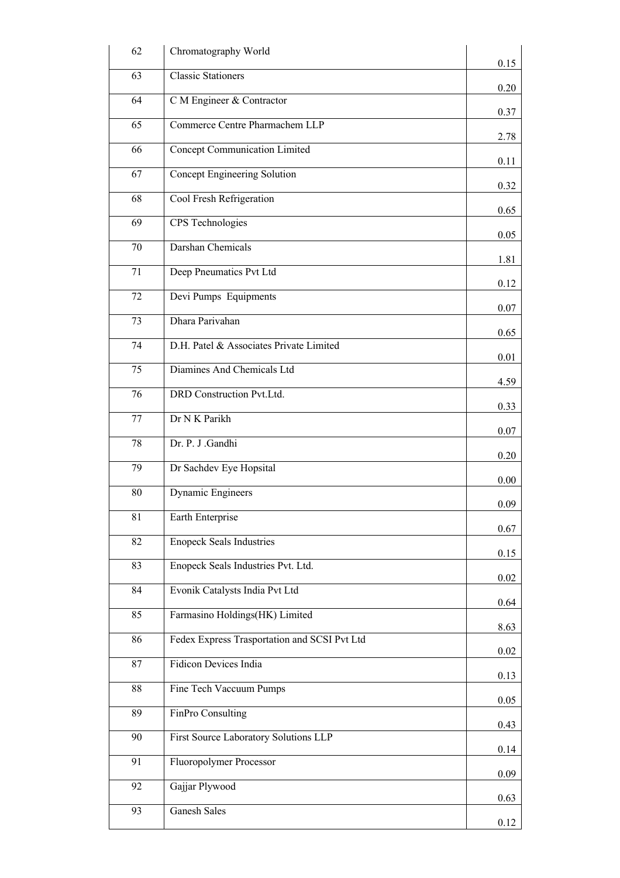| 62 | Chromatography World | 0.15 |
|---|---|---|
| 63 | Classic Stationers | 0.20 |
| 64 | C M Engineer & Contractor | 0.37 |
| 65 | Commerce Centre Pharmachem LLP | 2.78 |
| 66 | Concept Communication Limited | 0.11 |
| 67 | Concept Engineering Solution | 0.32 |
| 68 | Cool Fresh Refrigeration | 0.65 |
| 69 | CPS Technologies | 0.05 |
| 70 | Darshan Chemicals | 1.81 |
| 71 | Deep Pneumatics Pvt Ltd | 0.12 |
| 72 | Devi Pumps Equipments | 0.07 |
| 73 | Dhara Parivahan | 0.65 |
| 74 | D.H. Patel & Associates Private Limited | 0.01 |
| 75 | Diamines And Chemicals Ltd | 4.59 |
| 76 | DRD Construction Pvt.Ltd. | 0.33 |
| 77 | Dr N K Parikh | 0.07 |
| 78 | Dr. P. J .Gandhi | 0.20 |
| 79 | Dr Sachdev Eye Hopsital | 0.00 |
| 80 | Dynamic Engineers | 0.09 |
| 81 | Earth Enterprise | 0.67 |
| 82 | Enopeck Seals Industries | 0.15 |
| 83 | Enopeck Seals Industries Pvt. Ltd. | 0.02 |
| 84 | Evonik Catalysts India Pvt Ltd | 0.64 |
| 85 | Farmasino Holdings(HK) Limited | 8.63 |
| 86 | Fedex Express Trasportation and SCSI Pvt Ltd | 0.02 |
| 87 | Fidicon Devices India | 0.13 |
| 88 | Fine Tech Vaccuum Pumps | 0.05 |
| 89 | FinPro Consulting | 0.43 |
| 90 | First Source Laboratory Solutions LLP | 0.14 |
| 91 | Fluoropolymer Processor | 0.09 |
| 92 | Gajjar Plywood | 0.63 |
| 93 | Ganesh Sales | 0.12 |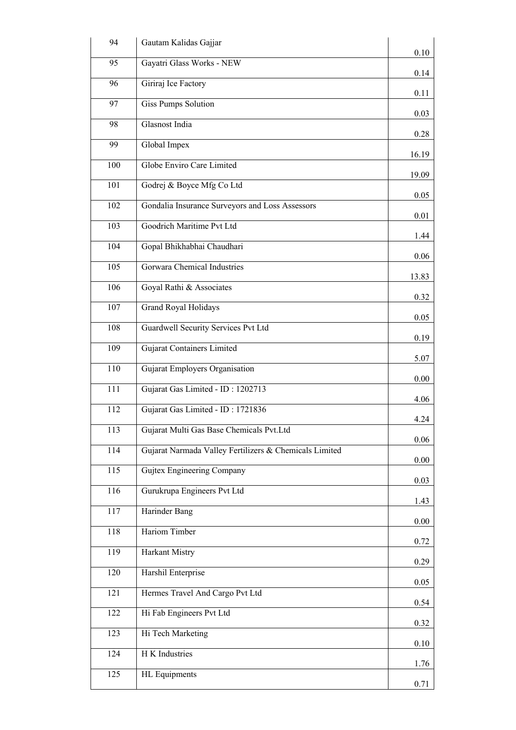| 94 | Gautam Kalidas Gajjar | 0.10 |
|---|---|---|
| 95 | Gayatri Glass Works - NEW | 0.14 |
| 96 | Giriraj Ice Factory | 0.11 |
| 97 | Giss Pumps Solution | 0.03 |
| 98 | Glasnost India | 0.28 |
| 99 | Global Impex | 16.19 |
| 100 | Globe Enviro Care Limited | 19.09 |
| 101 | Godrej & Boyce Mfg Co Ltd | 0.05 |
| 102 | Gondalia Insurance Surveyors and Loss Assessors | 0.01 |
| 103 | Goodrich Maritime Pvt Ltd | 1.44 |
| 104 | Gopal Bhikhabhai Chaudhari | 0.06 |
| 105 | Gorwara Chemical Industries | 13.83 |
| 106 | Goyal Rathi & Associates | 0.32 |
| 107 | Grand Royal Holidays | 0.05 |
| 108 | Guardwell Security Services Pvt Ltd | 0.19 |
| 109 | Gujarat Containers Limited | 5.07 |
| 110 | Gujarat Employers Organisation | 0.00 |
| 111 | Gujarat Gas Limited - ID : 1202713 | 4.06 |
| 112 | Gujarat Gas Limited - ID : 1721836 | 4.24 |
| 113 | Gujarat Multi Gas Base Chemicals Pvt.Ltd | 0.06 |
| 114 | Gujarat Narmada Valley Fertilizers & Chemicals Limited | 0.00 |
| 115 | Gujtex Engineering Company | 0.03 |
| 116 | Gurukrupa Engineers Pvt Ltd | 1.43 |
| 117 | Harinder Bang | 0.00 |
| 118 | Hariom Timber | 0.72 |
| 119 | Harkant Mistry | 0.29 |
| 120 | Harshil Enterprise | 0.05 |
| 121 | Hermes Travel And Cargo Pvt Ltd | 0.54 |
| 122 | Hi Fab Engineers Pvt Ltd | 0.32 |
| 123 | Hi Tech Marketing | 0.10 |
| 124 | H K Industries | 1.76 |
| 125 | HL Equipments | 0.71 |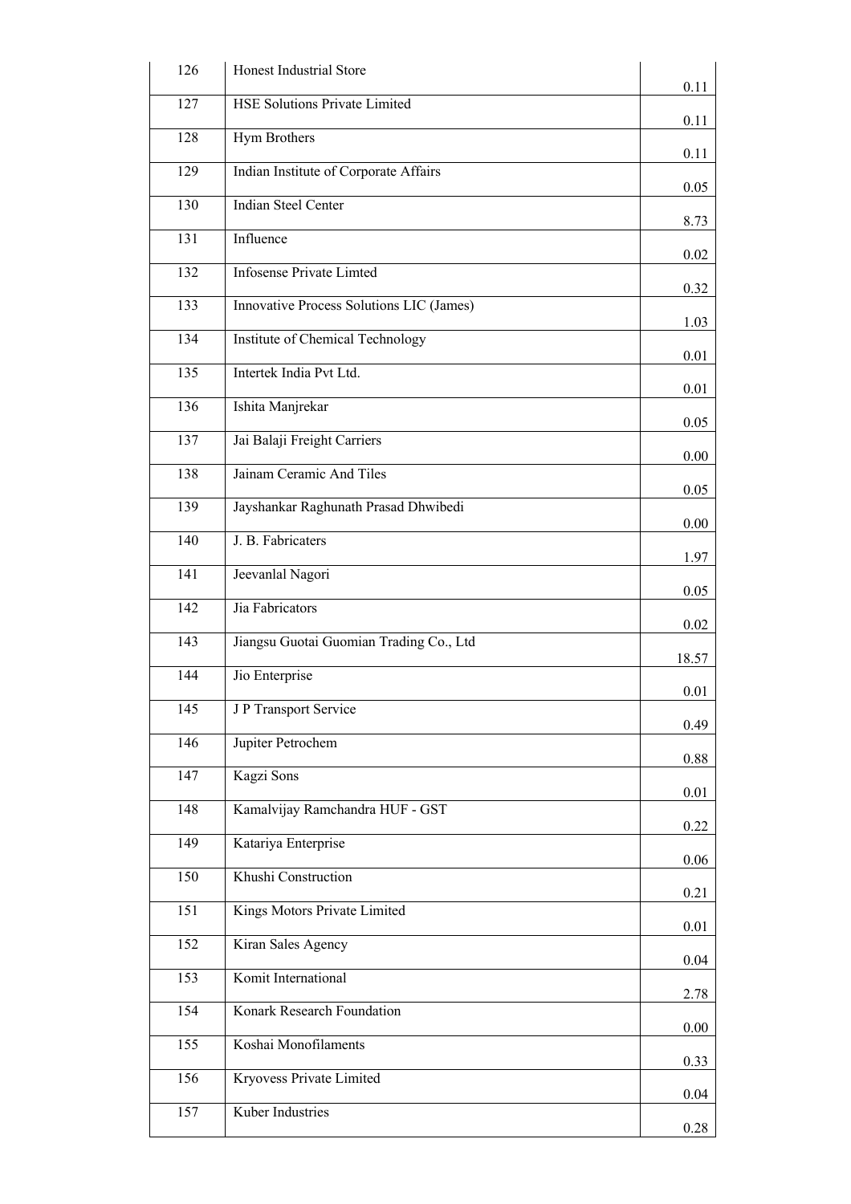| 126 | Honest Industrial Store | 0.11 |
|---|---|---|
| 127 | HSE Solutions Private Limited | 0.11 |
| 128 | Hym Brothers | 0.11 |
| 129 | Indian Institute of Corporate Affairs | 0.05 |
| 130 | Indian Steel Center | 8.73 |
| 131 | Influence | 0.02 |
| 132 | Infosense Private Limted | 0.32 |
| 133 | Innovative Process Solutions LIC (James) | 1.03 |
| 134 | Institute of Chemical Technology | 0.01 |
| 135 | Intertek India Pvt Ltd. | 0.01 |
| 136 | Ishita Manjrekar | 0.05 |
| 137 | Jai Balaji Freight Carriers | 0.00 |
| 138 | Jainam Ceramic And Tiles | 0.05 |
| 139 | Jayshankar Raghunath Prasad Dhwibedi | 0.00 |
| 140 | J. B. Fabricaters | 1.97 |
| 141 | Jeevanlal Nagori | 0.05 |
| 142 | Jia Fabricators | 0.02 |
| 143 | Jiangsu Guotai Guomian Trading Co., Ltd | 18.57 |
| 144 | Jio Enterprise | 0.01 |
| 145 | J P Transport Service | 0.49 |
| 146 | Jupiter Petrochem | 0.88 |
| 147 | Kagzi Sons | 0.01 |
| 148 | Kamalvijay Ramchandra HUF - GST | 0.22 |
| 149 | Katariya Enterprise | 0.06 |
| 150 | Khushi Construction | 0.21 |
| 151 | Kings Motors Private Limited | 0.01 |
| 152 | Kiran Sales Agency | 0.04 |
| 153 | Komit International | 2.78 |
| 154 | Konark Research Foundation | 0.00 |
| 155 | Koshai Monofilaments | 0.33 |
| 156 | Kryovess Private Limited | 0.04 |
| 157 | Kuber Industries | 0.28 |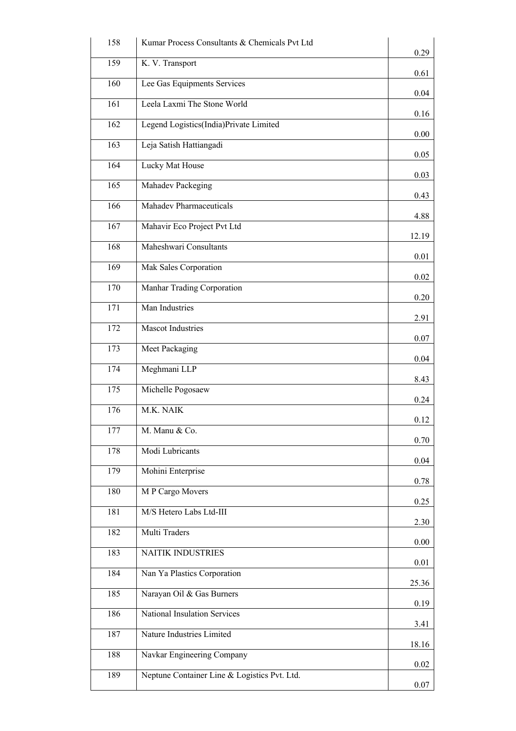| | | |
|---|---|---|
| 158 | Kumar Process Consultants & Chemicals Pvt Ltd | 0.29 |
| 159 | K. V. Transport | 0.61 |
| 160 | Lee Gas Equipments Services | 0.04 |
| 161 | Leela Laxmi The Stone World | 0.16 |
| 162 | Legend Logistics(India)Private Limited | 0.00 |
| 163 | Leja Satish Hattiangadi | 0.05 |
| 164 | Lucky Mat House | 0.03 |
| 165 | Mahadev Packeging | 0.43 |
| 166 | Mahadev Pharmaceuticals | 4.88 |
| 167 | Mahavir Eco Project Pvt Ltd | 12.19 |
| 168 | Maheshwari Consultants | 0.01 |
| 169 | Mak Sales Corporation | 0.02 |
| 170 | Manhar Trading Corporation | 0.20 |
| 171 | Man Industries | 2.91 |
| 172 | Mascot Industries | 0.07 |
| 173 | Meet Packaging | 0.04 |
| 174 | Meghmani LLP | 8.43 |
| 175 | Michelle Pogosaew | 0.24 |
| 176 | M.K. NAIK | 0.12 |
| 177 | M. Manu & Co. | 0.70 |
| 178 | Modi Lubricants | 0.04 |
| 179 | Mohini Enterprise | 0.78 |
| 180 | M P Cargo Movers | 0.25 |
| 181 | M/S Hetero Labs Ltd-III | 2.30 |
| 182 | Multi Traders | 0.00 |
| 183 | NAITIK INDUSTRIES | 0.01 |
| 184 | Nan Ya Plastics Corporation | 25.36 |
| 185 | Narayan Oil & Gas Burners | 0.19 |
| 186 | National Insulation Services | 3.41 |
| 187 | Nature Industries Limited | 18.16 |
| 188 | Navkar Engineering Company | 0.02 |
| 189 | Neptune Container Line & Logistics Pvt. Ltd. | 0.07 |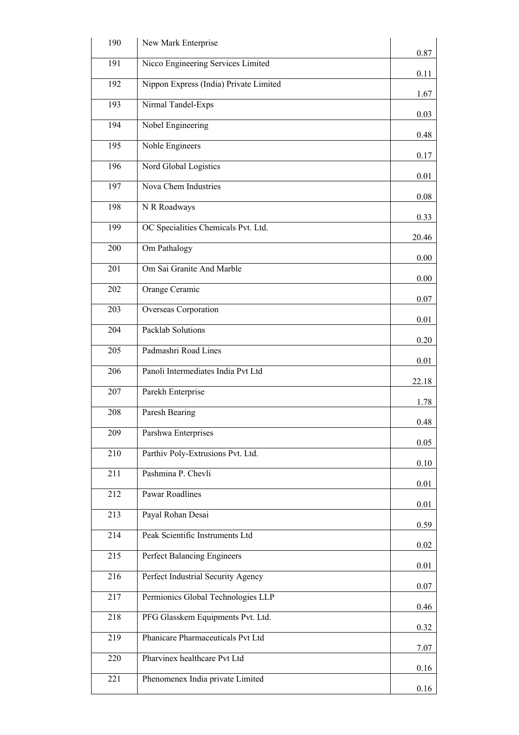| 190 | New Mark Enterprise | 0.87 |
|---|---|---|
| 191 | Nicco Engineering Services Limited | 0.11 |
| 192 | Nippon Express (India) Private Limited | 1.67 |
| 193 | Nirmal Tandel-Exps | 0.03 |
| 194 | Nobel Engineering | 0.48 |
| 195 | Noble Engineers | 0.17 |
| 196 | Nord Global Logistics | 0.01 |
| 197 | Nova Chem Industries | 0.08 |
| 198 | N R Roadways | 0.33 |
| 199 | OC Specialities Chemicals Pvt. Ltd. | 20.46 |
| 200 | Om Pathalogy | 0.00 |
| 201 | Om Sai Granite And Marble | 0.00 |
| 202 | Orange Ceramic | 0.07 |
| 203 | Overseas Corporation | 0.01 |
| 204 | Packlab Solutions | 0.20 |
| 205 | Padmashri Road Lines | 0.01 |
| 206 | Panoli Intermediates India Pvt Ltd | 22.18 |
| 207 | Parekh Enterprise | 1.78 |
| 208 | Paresh Bearing | 0.48 |
| 209 | Parshwa Enterprises | 0.05 |
| 210 | Parthiv Poly-Extrusions Pvt. Ltd. | 0.10 |
| 211 | Pashmina P. Chevli | 0.01 |
| 212 | Pawar Roadlines | 0.01 |
| 213 | Payal Rohan Desai | 0.59 |
| 214 | Peak Scientific Instruments Ltd | 0.02 |
| 215 | Perfect Balancing Engineers | 0.01 |
| 216 | Perfect Industrial Security Agency | 0.07 |
| 217 | Permionics Global Technologies LLP | 0.46 |
| 218 | PFG Glasskem Equipments Pvt. Ltd. | 0.32 |
| 219 | Phanicare Pharmaceuticals Pvt Ltd | 7.07 |
| 220 | Pharvinex healthcare Pvt Ltd | 0.16 |
| 221 | Phenomenex India private Limited | 0.16 |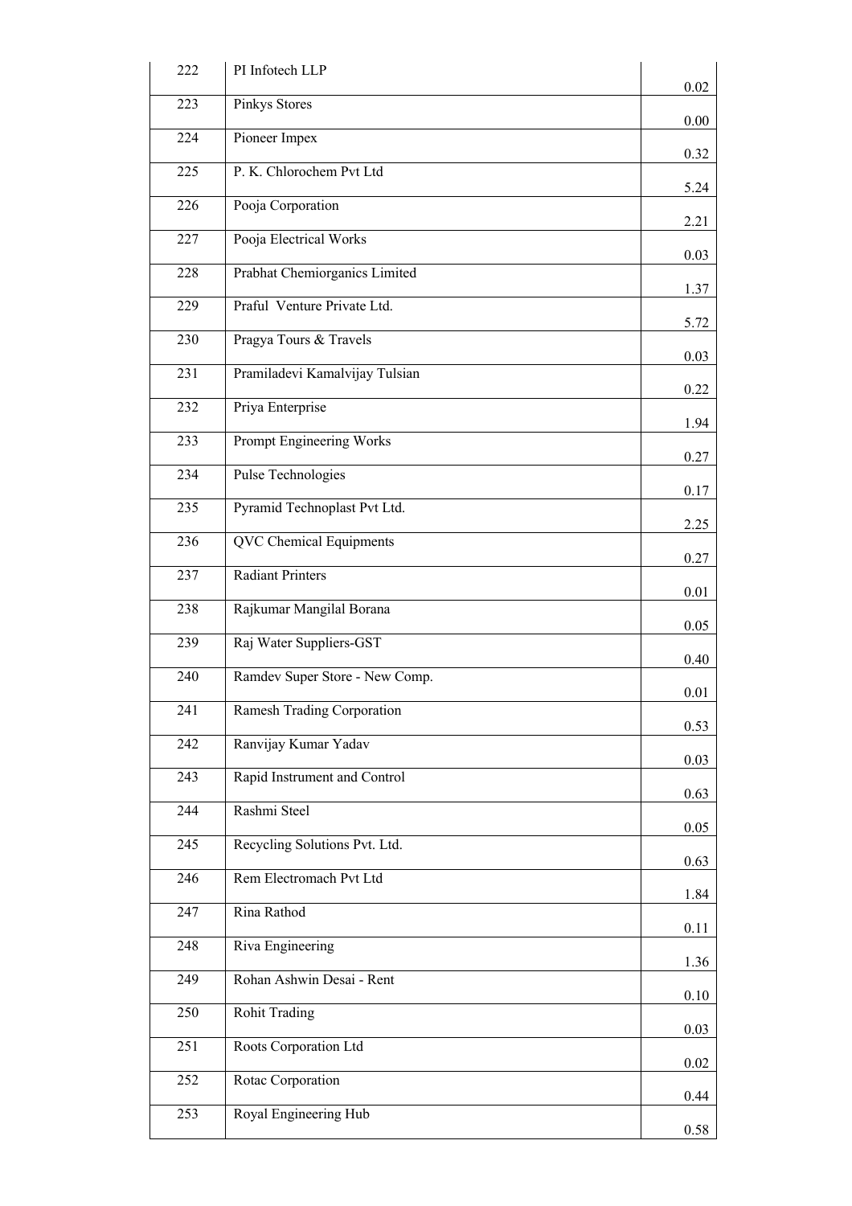| 222 | PI Infotech LLP | 0.02 |
|---|---|---|
| 223 | Pinkys Stores | 0.00 |
| 224 | Pioneer Impex | 0.32 |
| 225 | P. K. Chlorochem Pvt Ltd | 5.24 |
| 226 | Pooja Corporation | 2.21 |
| 227 | Pooja Electrical Works | 0.03 |
| 228 | Prabhat Chemiorganics Limited | 1.37 |
| 229 | Praful Venture Private Ltd. | 5.72 |
| 230 | Pragya Tours & Travels | 0.03 |
| 231 | Pramiladevi Kamalvijay Tulsian | 0.22 |
| 232 | Priya Enterprise | 1.94 |
| 233 | Prompt Engineering Works | 0.27 |
| 234 | Pulse Technologies | 0.17 |
| 235 | Pyramid Technoplast Pvt Ltd. | 2.25 |
| 236 | QVC Chemical Equipments | 0.27 |
| 237 | Radiant Printers | 0.01 |
| 238 | Rajkumar Mangilal Borana | 0.05 |
| 239 | Raj Water Suppliers-GST | 0.40 |
| 240 | Ramdev Super Store - New Comp. | 0.01 |
| 241 | Ramesh Trading Corporation | 0.53 |
| 242 | Ranvijay Kumar Yadav | 0.03 |
| 243 | Rapid Instrument and Control | 0.63 |
| 244 | Rashmi Steel | 0.05 |
| 245 | Recycling Solutions Pvt. Ltd. | 0.63 |
| 246 | Rem Electromach Pvt Ltd | 1.84 |
| 247 | Rina Rathod | 0.11 |
| 248 | Riva Engineering | 1.36 |
| 249 | Rohan Ashwin Desai - Rent | 0.10 |
| 250 | Rohit Trading | 0.03 |
| 251 | Roots Corporation Ltd | 0.02 |
| 252 | Rotac Corporation | 0.44 |
| 253 | Royal Engineering Hub | 0.58 |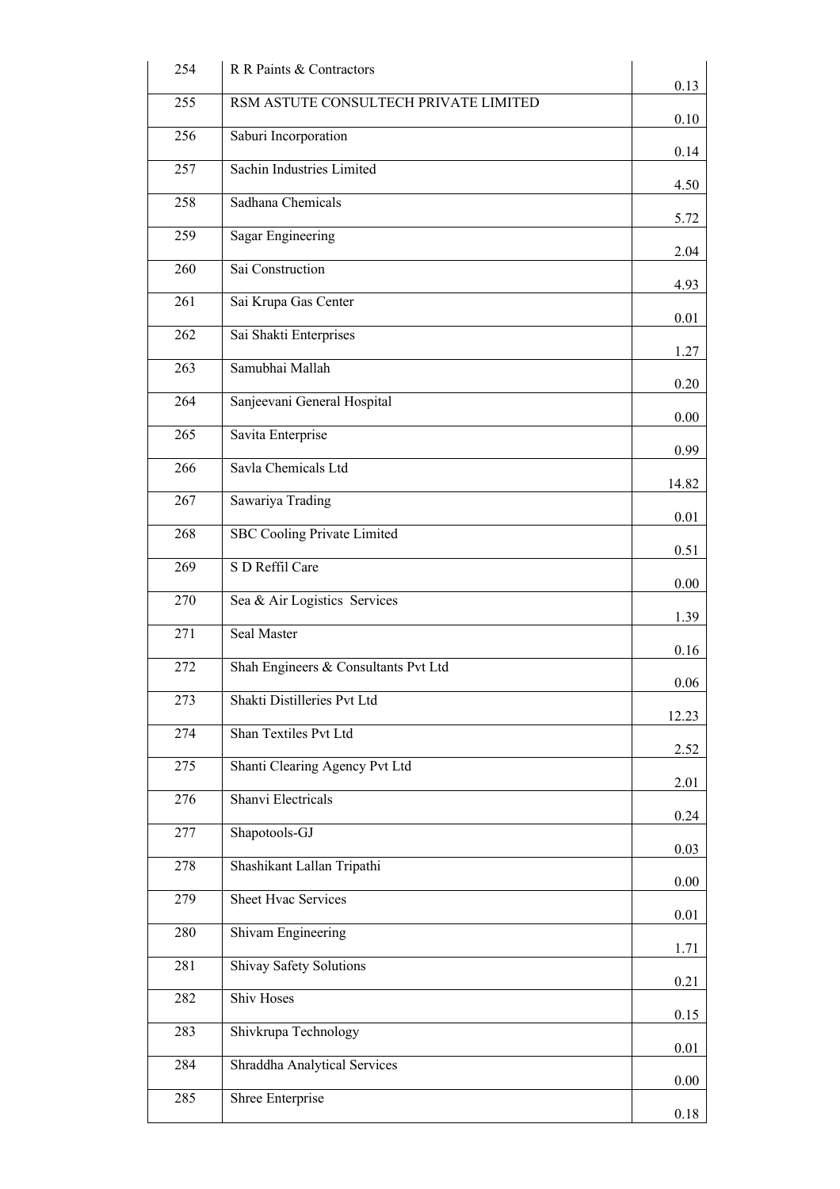| | | |
|---|---|---|
| 254 | R R Paints & Contractors | 0.13 |
| 255 | RSM ASTUTE CONSULTECH PRIVATE LIMITED | 0.10 |
| 256 | Saburi Incorporation | 0.14 |
| 257 | Sachin Industries Limited | 4.50 |
| 258 | Sadhana Chemicals | 5.72 |
| 259 | Sagar Engineering | 2.04 |
| 260 | Sai Construction | 4.93 |
| 261 | Sai Krupa Gas Center | 0.01 |
| 262 | Sai Shakti Enterprises | 1.27 |
| 263 | Samubhai Mallah | 0.20 |
| 264 | Sanjeevani General Hospital | 0.00 |
| 265 | Savita Enterprise | 0.99 |
| 266 | Savla Chemicals Ltd | 14.82 |
| 267 | Sawariya Trading | 0.01 |
| 268 | SBC Cooling Private Limited | 0.51 |
| 269 | S D Reffil Care | 0.00 |
| 270 | Sea & Air Logistics Services | 1.39 |
| 271 | Seal Master | 0.16 |
| 272 | Shah Engineers & Consultants Pvt Ltd | 0.06 |
| 273 | Shakti Distilleries Pvt Ltd | 12.23 |
| 274 | Shan Textiles Pvt Ltd | 2.52 |
| 275 | Shanti Clearing Agency Pvt Ltd | 2.01 |
| 276 | Shanvi Electricals | 0.24 |
| 277 | Shapotools-GJ | 0.03 |
| 278 | Shashikant Lallan Tripathi | 0.00 |
| 279 | Sheet Hvac Services | 0.01 |
| 280 | Shivam Engineering | 1.71 |
| 281 | Shivay Safety Solutions | 0.21 |
| 282 | Shiv Hoses | 0.15 |
| 283 | Shivkrupa Technology | 0.01 |
| 284 | Shraddha Analytical Services | 0.00 |
| 285 | Shree Enterprise | 0.18 |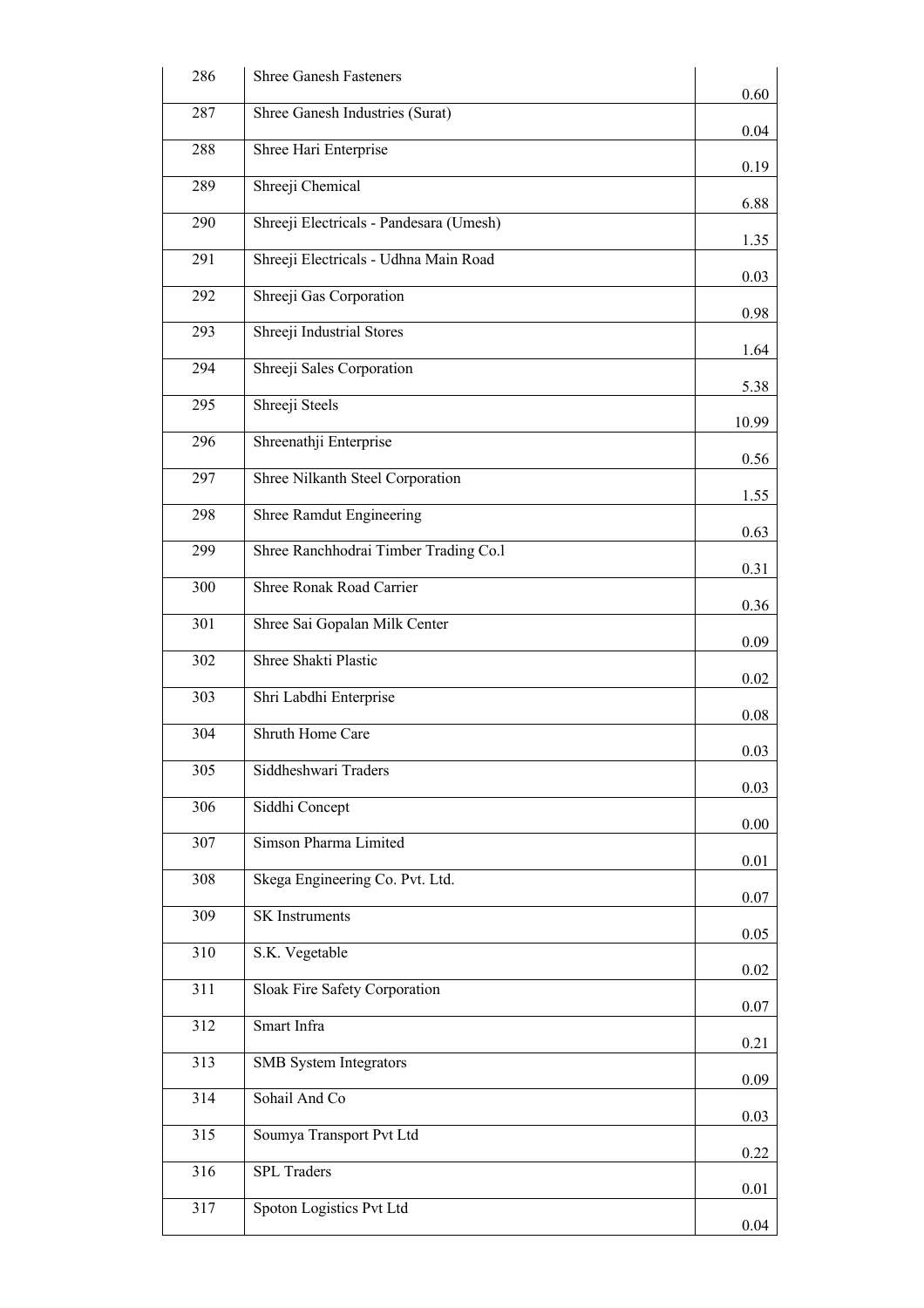| | | |
|---|---|---|
| 286 | Shree Ganesh Fasteners | 0.60 |
| 287 | Shree Ganesh Industries (Surat) | 0.04 |
| 288 | Shree Hari Enterprise | 0.19 |
| 289 | Shreeji Chemical | 6.88 |
| 290 | Shreeji Electricals - Pandesara (Umesh) | 1.35 |
| 291 | Shreeji Electricals - Udhna Main Road | 0.03 |
| 292 | Shreeji Gas Corporation | 0.98 |
| 293 | Shreeji Industrial Stores | 1.64 |
| 294 | Shreeji Sales Corporation | 5.38 |
| 295 | Shreeji Steels | 10.99 |
| 296 | Shreenathji Enterprise | 0.56 |
| 297 | Shree Nilkanth Steel Corporation | 1.55 |
| 298 | Shree Ramdut Engineering | 0.63 |
| 299 | Shree Ranchhodrai Timber Trading Co.l | 0.31 |
| 300 | Shree Ronak Road Carrier | 0.36 |
| 301 | Shree Sai Gopalan Milk Center | 0.09 |
| 302 | Shree Shakti Plastic | 0.02 |
| 303 | Shri Labdhi Enterprise | 0.08 |
| 304 | Shruth Home Care | 0.03 |
| 305 | Siddheshwari Traders | 0.03 |
| 306 | Siddhi Concept | 0.00 |
| 307 | Simson Pharma Limited | 0.01 |
| 308 | Skega Engineering Co. Pvt. Ltd. | 0.07 |
| 309 | SK Instruments | 0.05 |
| 310 | S.K. Vegetable | 0.02 |
| 311 | Sloak Fire Safety Corporation | 0.07 |
| 312 | Smart Infra | 0.21 |
| 313 | SMB System Integrators | 0.09 |
| 314 | Sohail And Co | 0.03 |
| 315 | Soumya Transport Pvt Ltd | 0.22 |
| 316 | SPL Traders | 0.01 |
| 317 | Spoton Logistics Pvt Ltd | 0.04 |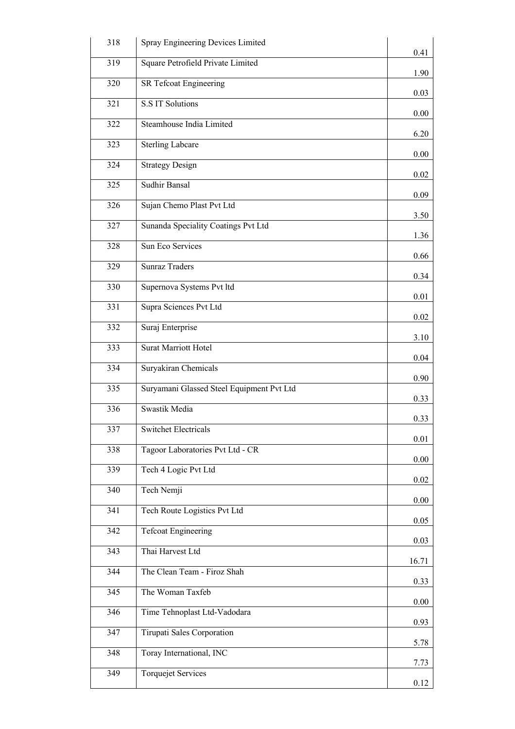| 318 | Spray Engineering Devices Limited | 0.41 |
|---|---|---|
| 319 | Square Petrofield Private Limited | 1.90 |
| 320 | SR Tefcoat Engineering | 0.03 |
| 321 | S.S IT Solutions | 0.00 |
| 322 | Steamhouse India Limited | 6.20 |
| 323 | Sterling Labcare | 0.00 |
| 324 | Strategy Design | 0.02 |
| 325 | Sudhir Bansal | 0.09 |
| 326 | Sujan Chemo Plast Pvt Ltd | 3.50 |
| 327 | Sunanda Speciality Coatings Pvt Ltd | 1.36 |
| 328 | Sun Eco Services | 0.66 |
| 329 | Sunraz Traders | 0.34 |
| 330 | Supernova Systems Pvt ltd | 0.01 |
| 331 | Supra Sciences Pvt Ltd | 0.02 |
| 332 | Suraj Enterprise | 3.10 |
| 333 | Surat Marriott Hotel | 0.04 |
| 334 | Suryakiran Chemicals | 0.90 |
| 335 | Suryamani Glassed Steel Equipment Pvt Ltd | 0.33 |
| 336 | Swastik Media | 0.33 |
| 337 | Switchet Electricals | 0.01 |
| 338 | Tagoor Laboratories Pvt Ltd - CR | 0.00 |
| 339 | Tech 4 Logic Pvt Ltd | 0.02 |
| 340 | Tech Nemji | 0.00 |
| 341 | Tech Route Logistics Pvt Ltd | 0.05 |
| 342 | Tefcoat Engineering | 0.03 |
| 343 | Thai Harvest Ltd | 16.71 |
| 344 | The Clean Team - Firoz Shah | 0.33 |
| 345 | The Woman Taxfeb | 0.00 |
| 346 | Time Tehnoplast Ltd-Vadodara | 0.93 |
| 347 | Tirupati Sales Corporation | 5.78 |
| 348 | Toray International, INC | 7.73 |
| 349 | Torquejet Services | 0.12 |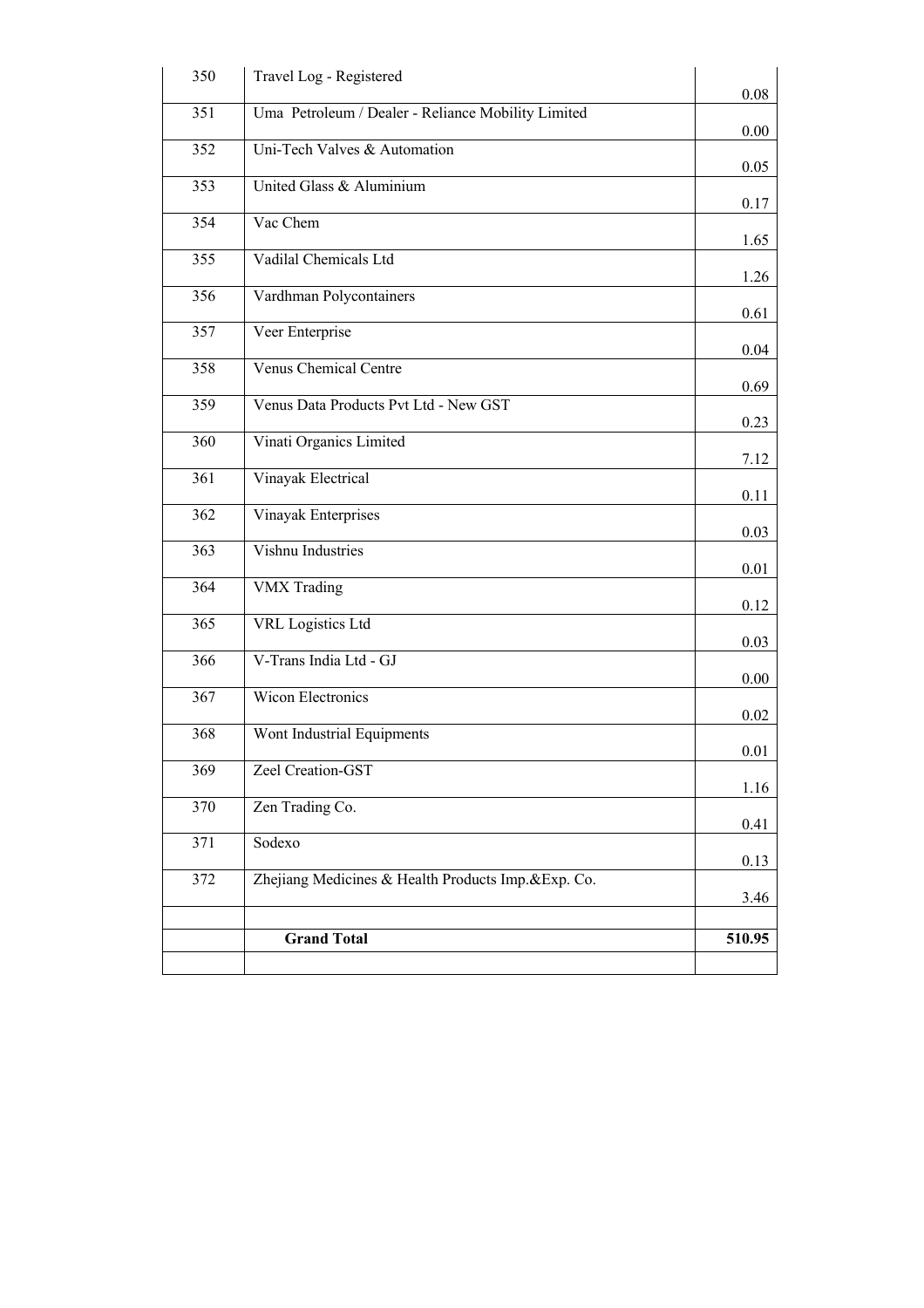| | | |
|---|---|---|
| 350 | Travel Log - Registered | 0.08 |
| 351 | Uma Petroleum / Dealer - Reliance Mobility Limited | 0.00 |
| 352 | Uni-Tech Valves & Automation | 0.05 |
| 353 | United Glass & Aluminium | 0.17 |
| 354 | Vac Chem | 1.65 |
| 355 | Vadilal Chemicals Ltd | 1.26 |
| 356 | Vardhman Polycontainers | 0.61 |
| 357 | Veer Enterprise | 0.04 |
| 358 | Venus Chemical Centre | 0.69 |
| 359 | Venus Data Products Pvt Ltd - New GST | 0.23 |
| 360 | Vinati Organics Limited | 7.12 |
| 361 | Vinayak Electrical | 0.11 |
| 362 | Vinayak Enterprises | 0.03 |
| 363 | Vishnu Industries | 0.01 |
| 364 | VMX Trading | 0.12 |
| 365 | VRL Logistics Ltd | 0.03 |
| 366 | V-Trans India Ltd - GJ | 0.00 |
| 367 | Wicon Electronics | 0.02 |
| 368 | Wont Industrial Equipments | 0.01 |
| 369 | Zeel Creation-GST | 1.16 |
| 370 | Zen Trading Co. | 0.41 |
| 371 | Sodexo | 0.13 |
| 372 | Zhejiang Medicines & Health Products Imp.&Exp. Co. | 3.46 |
| | | |
| | **Grand Total** | **510.95** |
| | | |